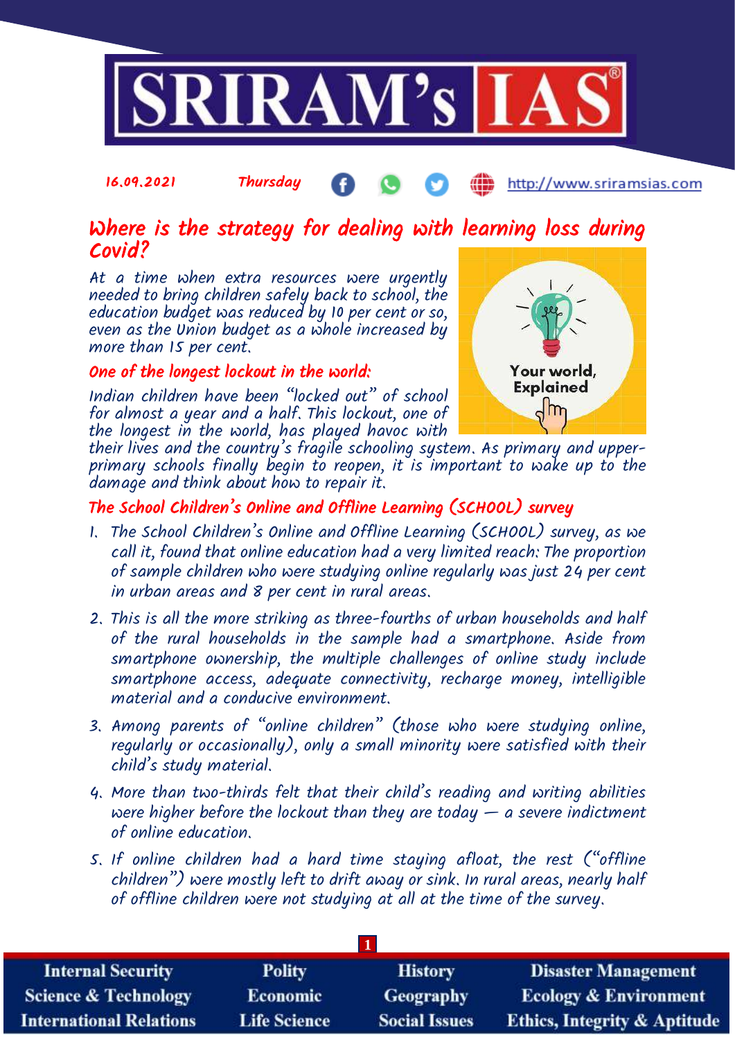16.09.2021 Thursday http://www.sriramsias.com

# Where is the strategy for dealing with learning loss during Covid?

At a time when extra resources were urgently needed to bring children safely back to school, the education budget was reduced by 10 per cent or so, even as the Union budget as a whole increased by more than 15 per cent.

## One of the longest lockout in the world:

Indian children have been "locked out" of school for almost a year and a half. This lockout, one of the longest in the world, has played havoc with their lives and the country's fragile schooling system. As primary and upper-primary schools finally begin to reopen, it is important to wake up to the damage and think about how to repair it.

## The School Children's Online and Offline Learning (SCHOOL) survey

1. The School Children's Online and Offline Learning (SCHOOL) survey, as we call it, found that online education had a very limited reach: The proportion of sample children who were studying online regularly was just 24 per cent in urban areas and 8 per cent in rural areas.
2. This is all the more striking as three-fourths of urban households and half of the rural households in the sample had a smartphone. Aside from smartphone ownership, the multiple challenges of online study include smartphone access, adequate connectivity, recharge money, intelligible material and a conducive environment.
3. Among parents of "online children" (those who were studying online, regularly or occasionally), only a small minority were satisfied with their child's study material.
4. More than two-thirds felt that their child's reading and writing abilities were higher before the lockout than they are today — a severe indictment of online education.
5. If online children had a hard time staying afloat, the rest ("offline children") were mostly left to drift away or sink. In rural areas, nearly half of offline children were not studying at all at the time of the survey.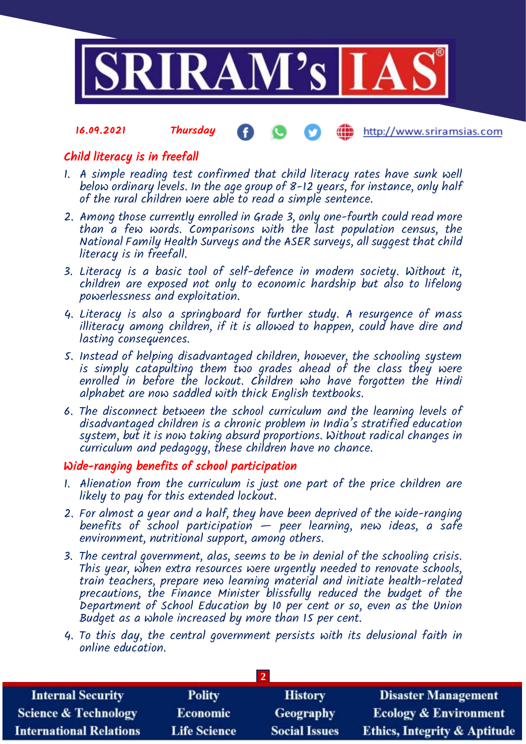## Child literacy is in freefall

1. A simple reading test confirmed that child literacy rates have sunk well below ordinary levels. In the age group of 8-12 years, for instance, only half of the rural children were able to read a simple sentence.
2. Among those currently enrolled in Grade 3, only one-fourth could read more than a few words. Comparisons with the last population census, the National Family Health Surveys and the ASER surveys, all suggest that child literacy is in freefall.
3. Literacy is a basic tool of self-defence in modern society. Without it, children are exposed not only to economic hardship but also to lifelong powerlessness and exploitation.
4. Literacy is also a springboard for further study. A resurgence of mass illiteracy among children, if it is allowed to happen, could have dire and lasting consequences.
5. Instead of helping disadvantaged children, however, the schooling system is simply catapulting them two grades ahead of the class they were enrolled in before the lockout. Children who have forgotten the Hindi alphabet are now saddled with thick English textbooks.
6. The disconnect between the school curriculum and the learning levels of disadvantaged children is a chronic problem in India's stratified education system, but it is now taking absurd proportions. Without radical changes in curriculum and pedagogy, these children have no chance.

## Wide-ranging benefits of school participation

1. Alienation from the curriculum is just one part of the price children are likely to pay for this extended lockout.
2. For almost a year and a half, they have been deprived of the wide-ranging benefits of school participation — peer learning, new ideas, a safe environment, nutritional support, among others.
3. The central government, alas, seems to be in denial of the schooling crisis. This year, when extra resources were urgently needed to renovate schools, train teachers, prepare new learning material and initiate health-related precautions, the Finance Minister blissfully reduced the budget of the Department of School Education by 10 per cent or so, even as the Union Budget as a whole increased by more than 15 per cent.
4. To this day, the central government persists with its delusional faith in online education.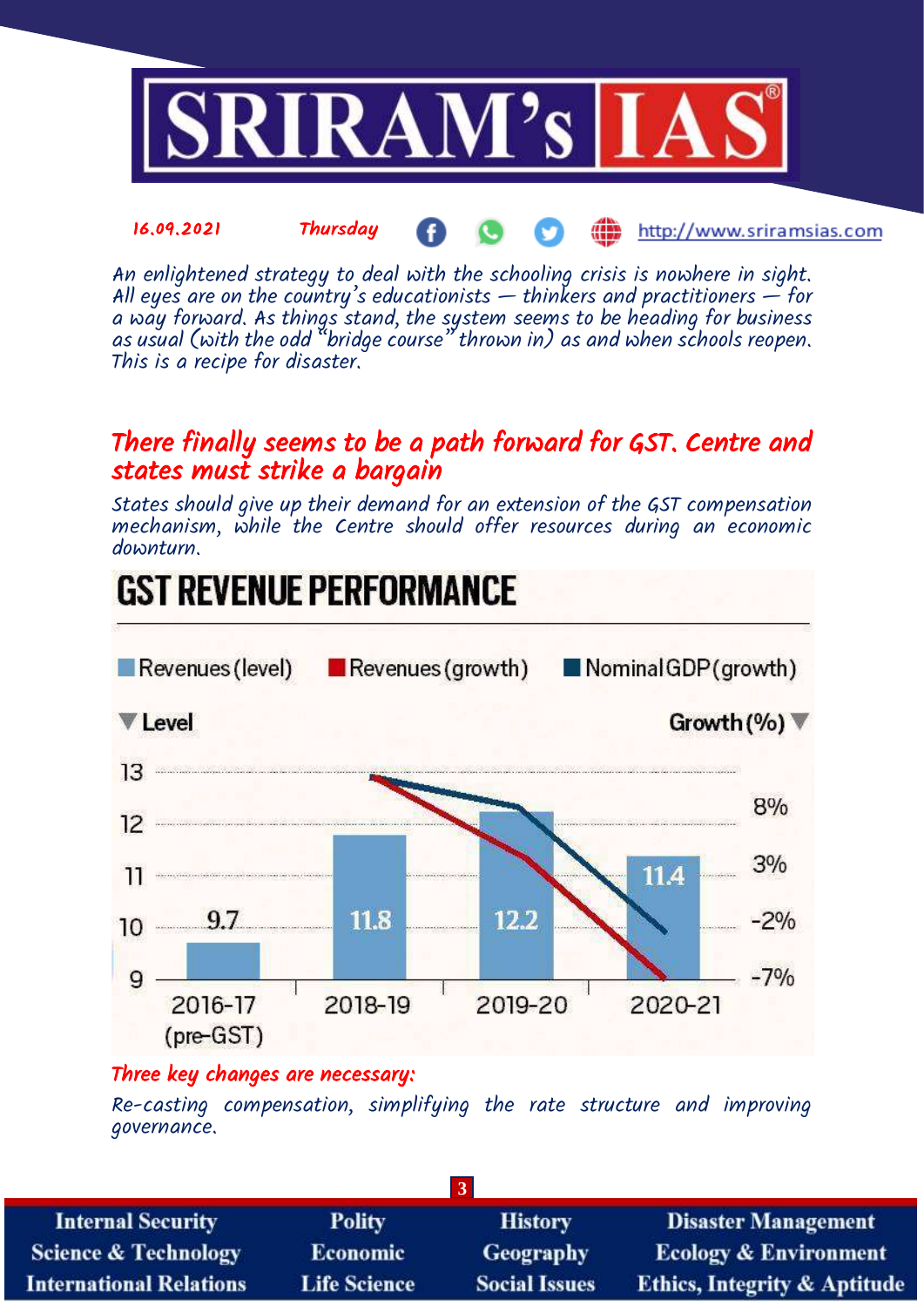An enlightened strategy to deal with the schooling crisis is nowhere in sight. All eyes are on the country's educationists — thinkers and practitioners — for a way forward. As things stand, the system seems to be heading for business as usual (with the odd "bridge course" thrown in) as and when schools reopen. This is a recipe for disaster.

## There finally seems to be a path forward for GST. Centre and states must strike a bargain

*States should give up their demand for an extension of the GST compensation mechanism, while the Centre should offer resources during an economic downturn.*

**GST REVENUE PERFORMANCE**

Revenues (level) | Revenues (growth) | Nominal GDP (growth)

| Year | Level |
|---|---|
| 2016-17 (pre-GST) | 9.7 |
| 2018-19 | 11.8 |
| 2019-20 | 12.2 |
| 2020-21 | 11.4 |

**Three key changes are necessary:**

Re-casting compensation, simplifying the rate structure and improving governance.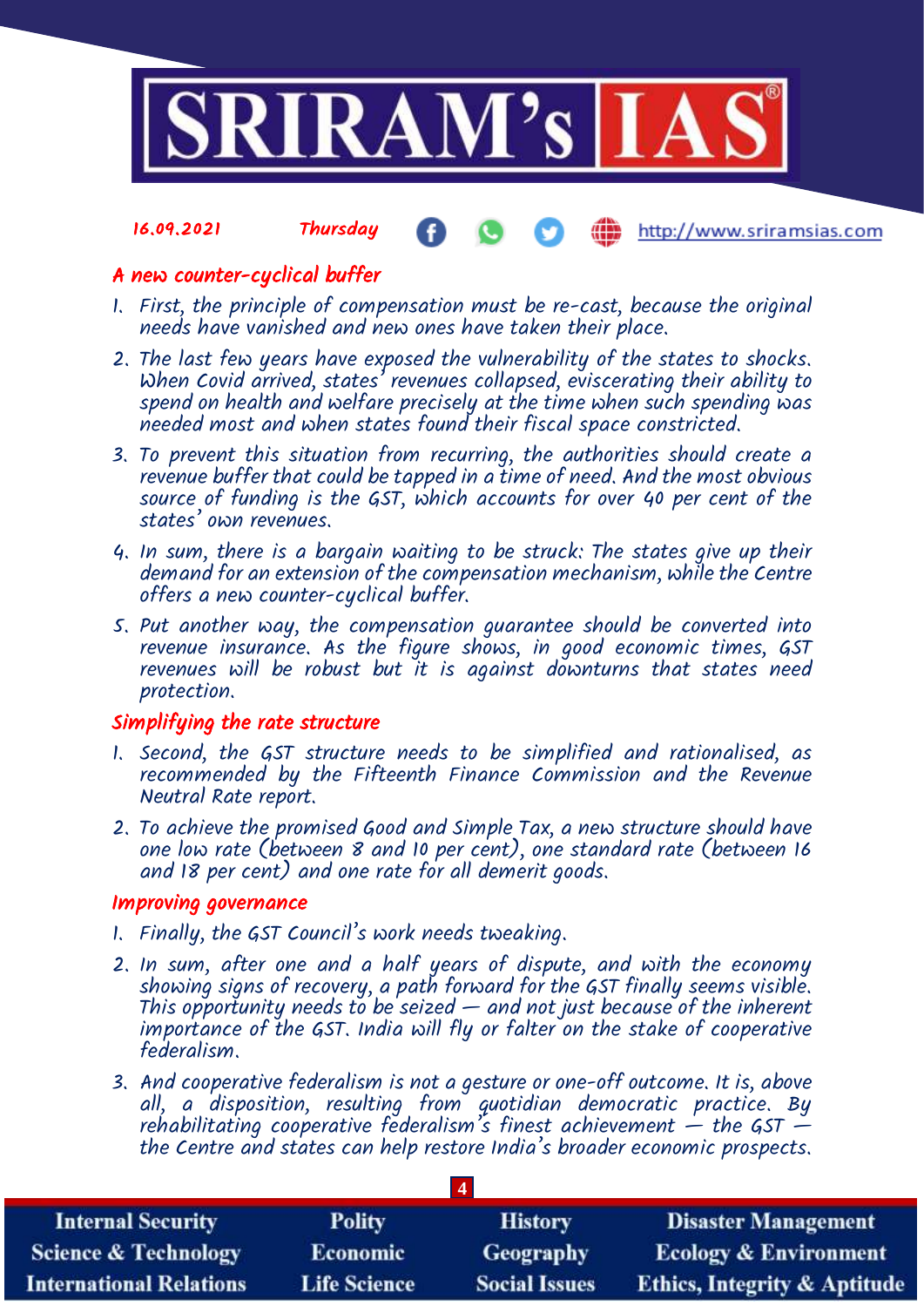## A new counter-cyclical buffer

1. First, the principle of compensation must be re-cast, because the original needs have vanished and new ones have taken their place.
2. The last few years have exposed the vulnerability of the states to shocks. When Covid arrived, states' revenues collapsed, eviscerating their ability to spend on health and welfare precisely at the time when such spending was needed most and when states found their fiscal space constricted.
3. To prevent this situation from recurring, the authorities should create a revenue buffer that could be tapped in a time of need. And the most obvious source of funding is the GST, which accounts for over 40 per cent of the states' own revenues.
4. In sum, there is a bargain waiting to be struck: The states give up their demand for an extension of the compensation mechanism, while the Centre offers a new counter-cyclical buffer.
5. Put another way, the compensation guarantee should be converted into revenue insurance. As the figure shows, in good economic times, GST revenues will be robust but it is against downturns that states need protection.

## Simplifying the rate structure

1. Second, the GST structure needs to be simplified and rationalised, as recommended by the Fifteenth Finance Commission and the Revenue Neutral Rate report.
2. To achieve the promised Good and Simple Tax, a new structure should have one low rate (between 8 and 10 per cent), one standard rate (between 16 and 18 per cent) and one rate for all demerit goods.

## Improving governance

1. Finally, the GST Council's work needs tweaking.
2. In sum, after one and a half years of dispute, and with the economy showing signs of recovery, a path forward for the GST finally seems visible. This opportunity needs to be seized — and not just because of the inherent importance of the GST. India will fly or falter on the stake of cooperative federalism.
3. And cooperative federalism is not a gesture or one-off outcome. It is, above all, a disposition, resulting from quotidian democratic practice. By rehabilitating cooperative federalism's finest achievement — the GST — the Centre and states can help restore India's broader economic prospects.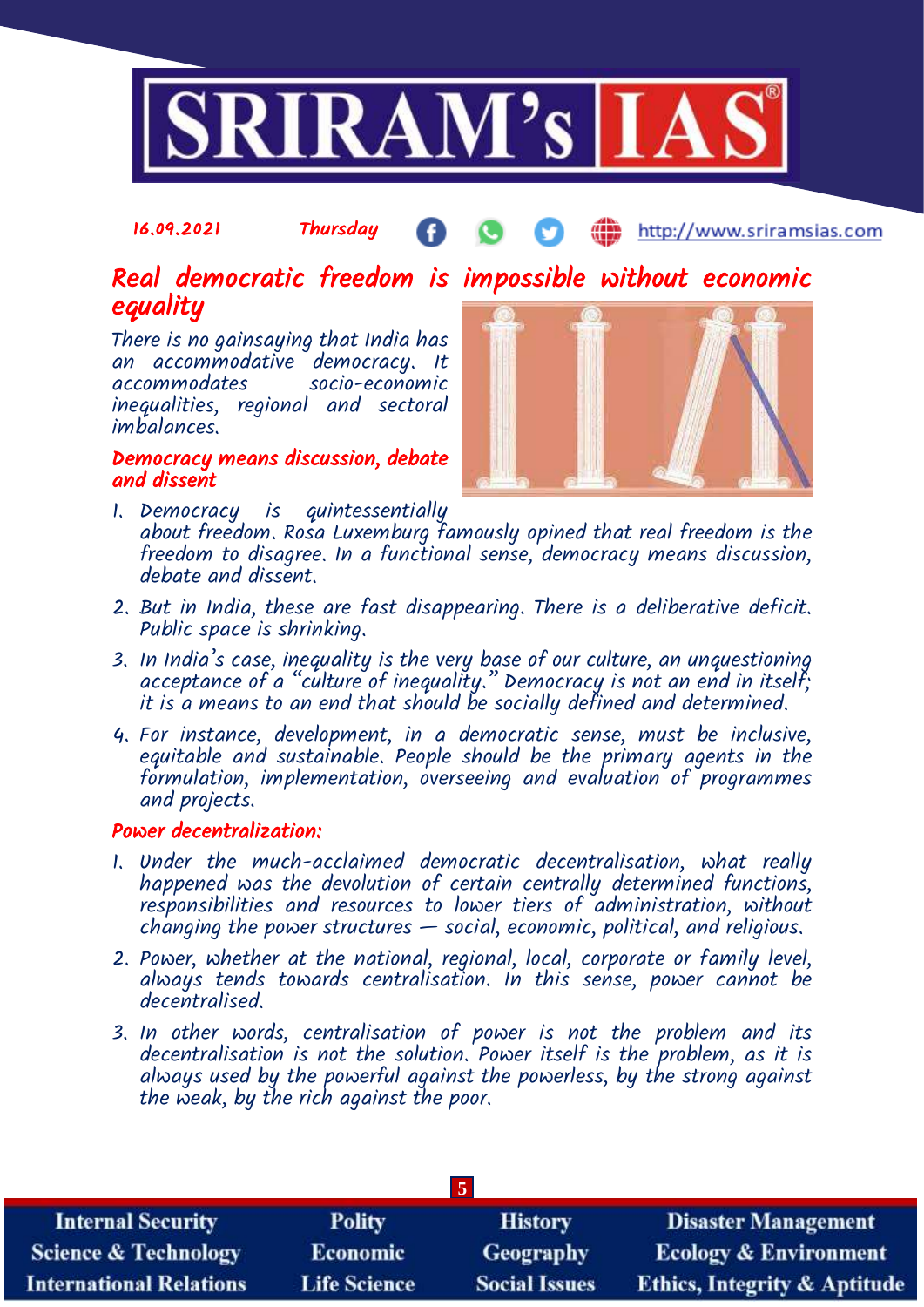# Real democratic freedom is impossible without economic equality

There is no gainsaying that India has an accommodative democracy. It accommodates socio-economic inequalities, regional and sectoral imbalances.

## Democracy means discussion, debate and dissent

1. Democracy is quintessentially about freedom. Rosa Luxemburg famously opined that real freedom is the freedom to disagree. In a functional sense, democracy means discussion, debate and dissent.
2. But in India, these are fast disappearing. There is a deliberative deficit. Public space is shrinking.
3. In India's case, inequality is the very base of our culture, an unquestioning acceptance of a "culture of inequality." Democracy is not an end in itself; it is a means to an end that should be socially defined and determined.
4. For instance, development, in a democratic sense, must be inclusive, equitable and sustainable. People should be the primary agents in the formulation, implementation, overseeing and evaluation of programmes and projects.

## Power decentralization:

1. Under the much-acclaimed democratic decentralisation, what really happened was the devolution of certain centrally determined functions, responsibilities and resources to lower tiers of administration, without changing the power structures — social, economic, political, and religious.
2. Power, whether at the national, regional, local, corporate or family level, always tends towards centralisation. In this sense, power cannot be decentralised.
3. In other words, centralisation of power is not the problem and its decentralisation is not the solution. Power itself is the problem, as it is always used by the powerful against the powerless, by the strong against the weak, by the rich against the poor.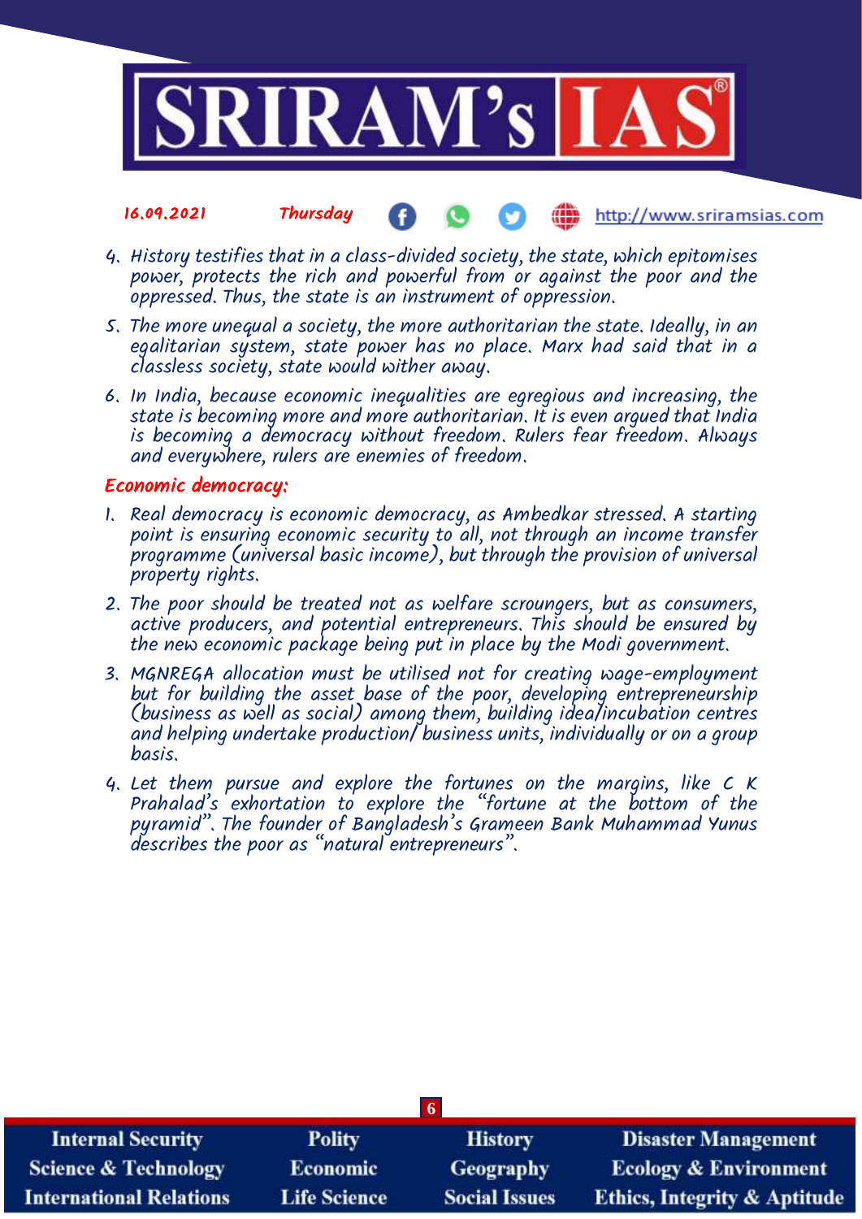4. History testifies that in a class-divided society, the state, which epitomises power, protects the rich and powerful from or against the poor and the oppressed. Thus, the state is an instrument of oppression.
5. The more unequal a society, the more authoritarian the state. Ideally, in an egalitarian system, state power has no place. Marx had said that in a classless society, state would wither away.
6. In India, because economic inequalities are egregious and increasing, the state is becoming more and more authoritarian. It is even argued that India is becoming a democracy without freedom. Rulers fear freedom. Always and everywhere, rulers are enemies of freedom.

## Economic democracy:

1. Real democracy is economic democracy, as Ambedkar stressed. A starting point is ensuring economic security to all, not through an income transfer programme (universal basic income), but through the provision of universal property rights.
2. The poor should be treated not as welfare scroungers, but as consumers, active producers, and potential entrepreneurs. This should be ensured by the new economic package being put in place by the Modi government.
3. MGNREGA allocation must be utilised not for creating wage-employment but for building the asset base of the poor, developing entrepreneurship (business as well as social) among them, building idea/incubation centres and helping undertake production/ business units, individually or on a group basis.
4. Let them pursue and explore the fortunes on the margins, like C K Prahalad's exhortation to explore the "fortune at the bottom of the pyramid". The founder of Bangladesh's Grameen Bank Muhammad Yunus describes the poor as "natural entrepreneurs".